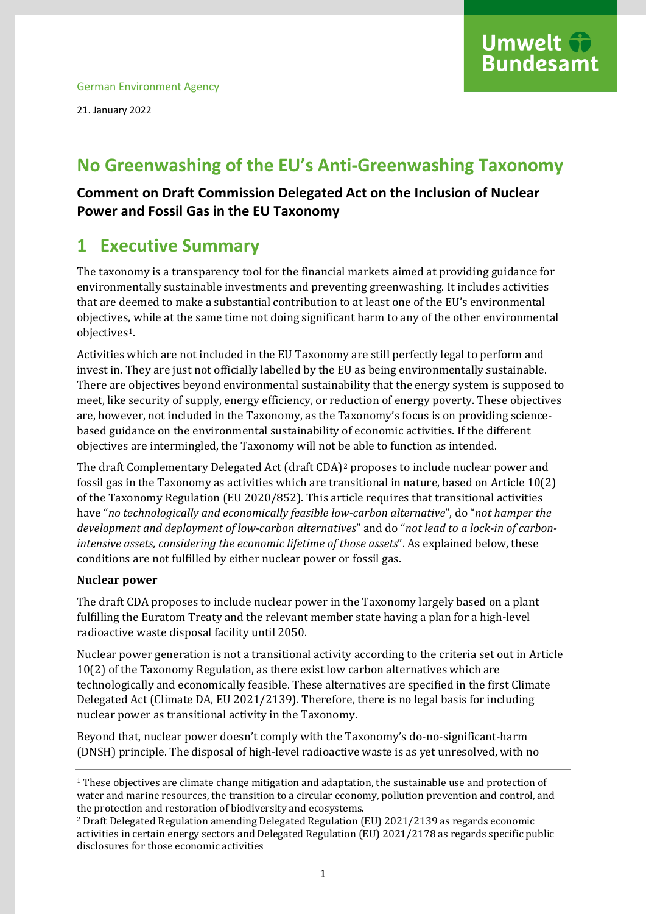German Environment Agency

21. January 2022

# No Greenwashing of the EU's Anti-Greenwashing Taxonomy

**Comment on Draft Commission Delegated Act on the Inclusion of Nuclear Power and Fossil Gas in the EU Taxonomy**

## 1 Executive Summary

The taxonomy is a transparency tool for the financial markets aimed at providing guidance for environmentally sustainable investments and preventing greenwashing. It includes activities that are deemed to make a substantial contribution to at least one of the EU's environmental objectives, while at the same time not doing significant harm to any of the other environmental objectives[1].

Activities which are not included in the EU Taxonomy are still perfectly legal to perform and invest in. They are just not officially labelled by the EU as being environmentally sustainable. There are objectives beyond environmental sustainability that the energy system is supposed to meet, like security of supply, energy efficiency, or reduction of energy poverty. These objectives are, however, not included in the Taxonomy, as the Taxonomy's focus is on providing science-based guidance on the environmental sustainability of economic activities. If the different objectives are intermingled, the Taxonomy will not be able to function as intended.

The draft Complementary Delegated Act (draft CDA)[2] proposes to include nuclear power and fossil gas in the Taxonomy as activities which are transitional in nature, based on Article 10(2) of the Taxonomy Regulation (EU 2020/852). This article requires that transitional activities have "*no technologically and economically feasible low-carbon alternative*", do "*not hamper the development and deployment of low-carbon alternatives*" and do "*not lead to a lock-in of carbon-intensive assets, considering the economic lifetime of those assets*". As explained below, these conditions are not fulfilled by either nuclear power or fossil gas.

**Nuclear power**

The draft CDA proposes to include nuclear power in the Taxonomy largely based on a plant fulfilling the Euratom Treaty and the relevant member state having a plan for a high-level radioactive waste disposal facility until 2050.

Nuclear power generation is not a transitional activity according to the criteria set out in Article 10(2) of the Taxonomy Regulation, as there exist low carbon alternatives which are technologically and economically feasible. These alternatives are specified in the first Climate Delegated Act (Climate DA, EU 2021/2139). Therefore, there is no legal basis for including nuclear power as transitional activity in the Taxonomy.

Beyond that, nuclear power doesn't comply with the Taxonomy's do-no-significant-harm (DNSH) principle. The disposal of high-level radioactive waste is as yet unresolved, with no

---

[1] These objectives are climate change mitigation and adaptation, the sustainable use and protection of water and marine resources, the transition to a circular economy, pollution prevention and control, and the protection and restoration of biodiversity and ecosystems.

[2] Draft Delegated Regulation amending Delegated Regulation (EU) 2021/2139 as regards economic activities in certain energy sectors and Delegated Regulation (EU) 2021/2178 as regards specific public disclosures for those economic activities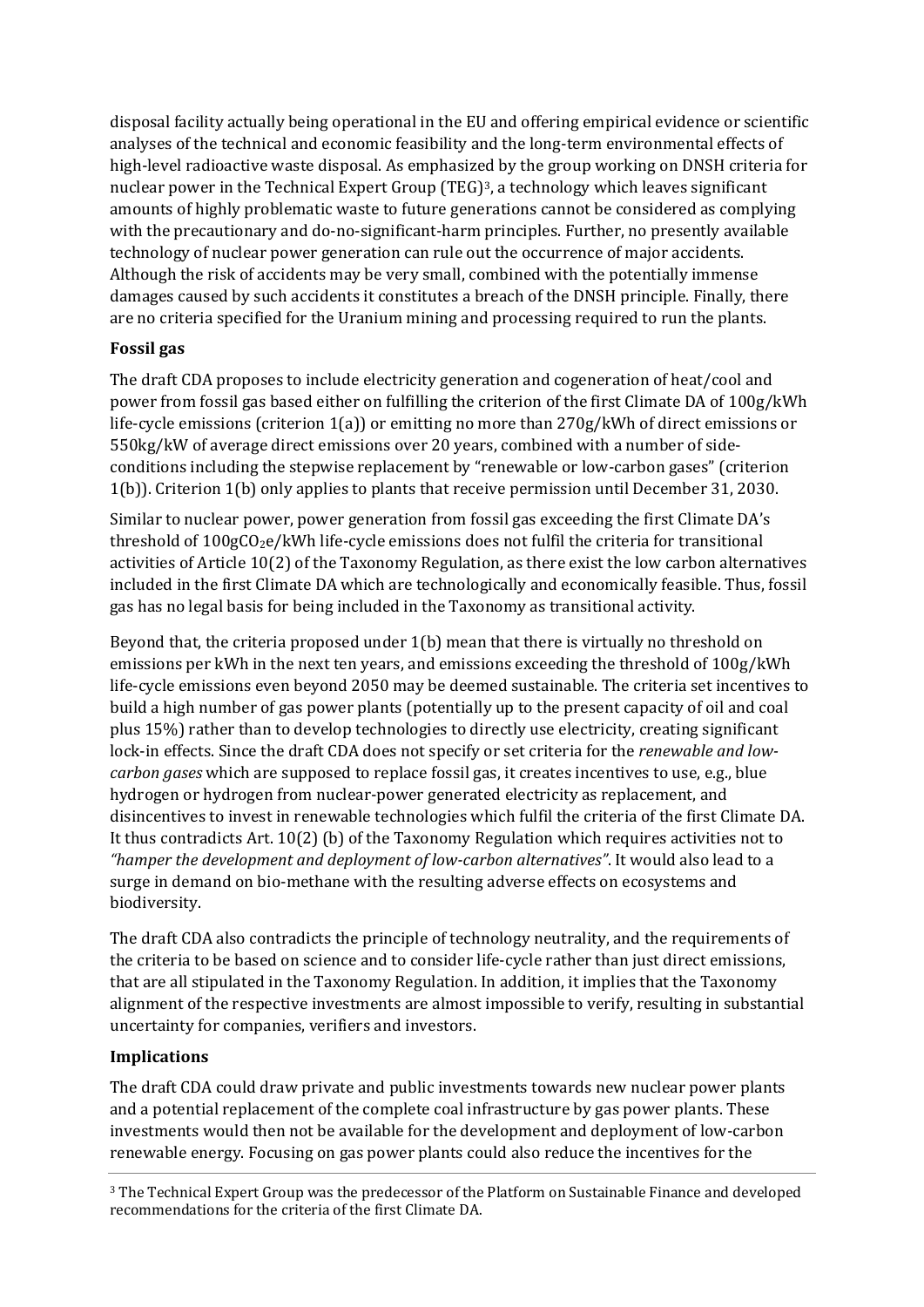disposal facility actually being operational in the EU and offering empirical evidence or scientific analyses of the technical and economic feasibility and the long-term environmental effects of high-level radioactive waste disposal. As emphasized by the group working on DNSH criteria for nuclear power in the Technical Expert Group (TEG)[3], a technology which leaves significant amounts of highly problematic waste to future generations cannot be considered as complying with the precautionary and do-no-significant-harm principles. Further, no presently available technology of nuclear power generation can rule out the occurrence of major accidents. Although the risk of accidents may be very small, combined with the potentially immense damages caused by such accidents it constitutes a breach of the DNSH principle. Finally, there are no criteria specified for the Uranium mining and processing required to run the plants.

**Fossil gas**

The draft CDA proposes to include electricity generation and cogeneration of heat/cool and power from fossil gas based either on fulfilling the criterion of the first Climate DA of 100g/kWh life-cycle emissions (criterion 1(a)) or emitting no more than 270g/kWh of direct emissions or 550kg/kW of average direct emissions over 20 years, combined with a number of side-conditions including the stepwise replacement by "renewable or low-carbon gases" (criterion 1(b)). Criterion 1(b) only applies to plants that receive permission until December 31, 2030.

Similar to nuclear power, power generation from fossil gas exceeding the first Climate DA's threshold of 100g$CO_2$e/kWh life-cycle emissions does not fulfil the criteria for transitional activities of Article 10(2) of the Taxonomy Regulation, as there exist the low carbon alternatives included in the first Climate DA which are technologically and economically feasible. Thus, fossil gas has no legal basis for being included in the Taxonomy as transitional activity.

Beyond that, the criteria proposed under 1(b) mean that there is virtually no threshold on emissions per kWh in the next ten years, and emissions exceeding the threshold of 100g/kWh life-cycle emissions even beyond 2050 may be deemed sustainable. The criteria set incentives to build a high number of gas power plants (potentially up to the present capacity of oil and coal plus 15%) rather than to develop technologies to directly use electricity, creating significant lock-in effects. Since the draft CDA does not specify or set criteria for the *renewable and low-carbon gases* which are supposed to replace fossil gas, it creates incentives to use, e.g., blue hydrogen or hydrogen from nuclear-power generated electricity as replacement, and disincentives to invest in renewable technologies which fulfil the criteria of the first Climate DA. It thus contradicts Art. 10(2) (b) of the Taxonomy Regulation which requires activities not to *"hamper the development and deployment of low-carbon alternatives"*. It would also lead to a surge in demand on bio-methane with the resulting adverse effects on ecosystems and biodiversity.

The draft CDA also contradicts the principle of technology neutrality, and the requirements of the criteria to be based on science and to consider life-cycle rather than just direct emissions, that are all stipulated in the Taxonomy Regulation. In addition, it implies that the Taxonomy alignment of the respective investments are almost impossible to verify, resulting in substantial uncertainty for companies, verifiers and investors.

**Implications**

The draft CDA could draw private and public investments towards new nuclear power plants and a potential replacement of the complete coal infrastructure by gas power plants. These investments would then not be available for the development and deployment of low-carbon renewable energy. Focusing on gas power plants could also reduce the incentives for the

[3] The Technical Expert Group was the predecessor of the Platform on Sustainable Finance and developed recommendations for the criteria of the first Climate DA.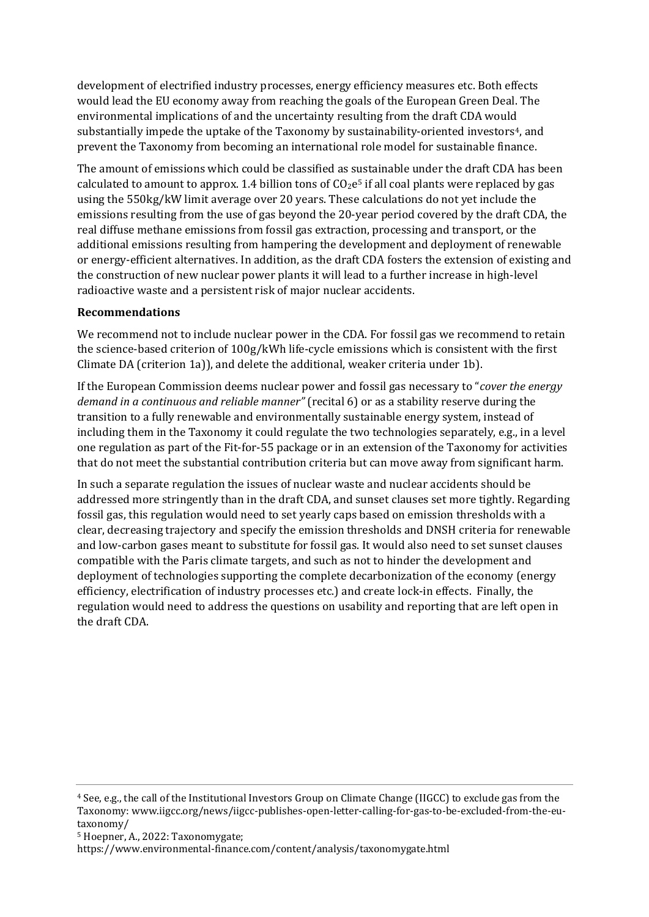development of electrified industry processes, energy efficiency measures etc. Both effects would lead the EU economy away from reaching the goals of the European Green Deal. The environmental implications of and the uncertainty resulting from the draft CDA would substantially impede the uptake of the Taxonomy by sustainability-oriented investors[4], and prevent the Taxonomy from becoming an international role model for sustainable finance.

The amount of emissions which could be classified as sustainable under the draft CDA has been calculated to amount to approx. 1.4 billion tons of $CO_2e$[5] if all coal plants were replaced by gas using the 550kg/kW limit average over 20 years. These calculations do not yet include the emissions resulting from the use of gas beyond the 20-year period covered by the draft CDA, the real diffuse methane emissions from fossil gas extraction, processing and transport, or the additional emissions resulting from hampering the development and deployment of renewable or energy-efficient alternatives. In addition, as the draft CDA fosters the extension of existing and the construction of new nuclear power plants it will lead to a further increase in high-level radioactive waste and a persistent risk of major nuclear accidents.

**Recommendations**

We recommend not to include nuclear power in the CDA. For fossil gas we recommend to retain the science-based criterion of 100g/kWh life-cycle emissions which is consistent with the first Climate DA (criterion 1a)), and delete the additional, weaker criteria under 1b).

If the European Commission deems nuclear power and fossil gas necessary to "*cover the energy demand in a continuous and reliable manner"* (recital 6) or as a stability reserve during the transition to a fully renewable and environmentally sustainable energy system, instead of including them in the Taxonomy it could regulate the two technologies separately, e.g., in a level one regulation as part of the Fit-for-55 package or in an extension of the Taxonomy for activities that do not meet the substantial contribution criteria but can move away from significant harm.

In such a separate regulation the issues of nuclear waste and nuclear accidents should be addressed more stringently than in the draft CDA, and sunset clauses set more tightly. Regarding fossil gas, this regulation would need to set yearly caps based on emission thresholds with a clear, decreasing trajectory and specify the emission thresholds and DNSH criteria for renewable and low-carbon gases meant to substitute for fossil gas. It would also need to set sunset clauses compatible with the Paris climate targets, and such as not to hinder the development and deployment of technologies supporting the complete decarbonization of the economy (energy efficiency, electrification of industry processes etc.) and create lock-in effects. Finally, the regulation would need to address the questions on usability and reporting that are left open in the draft CDA.

---

[4] See, e.g., the call of the Institutional Investors Group on Climate Change (IIGCC) to exclude gas from the Taxonomy: www.iigcc.org/news/iigcc-publishes-open-letter-calling-for-gas-to-be-excluded-from-the-eu-taxonomy/

[5] Hoepner, A., 2022: Taxonomygate; https://www.environmental-finance.com/content/analysis/taxonomygate.html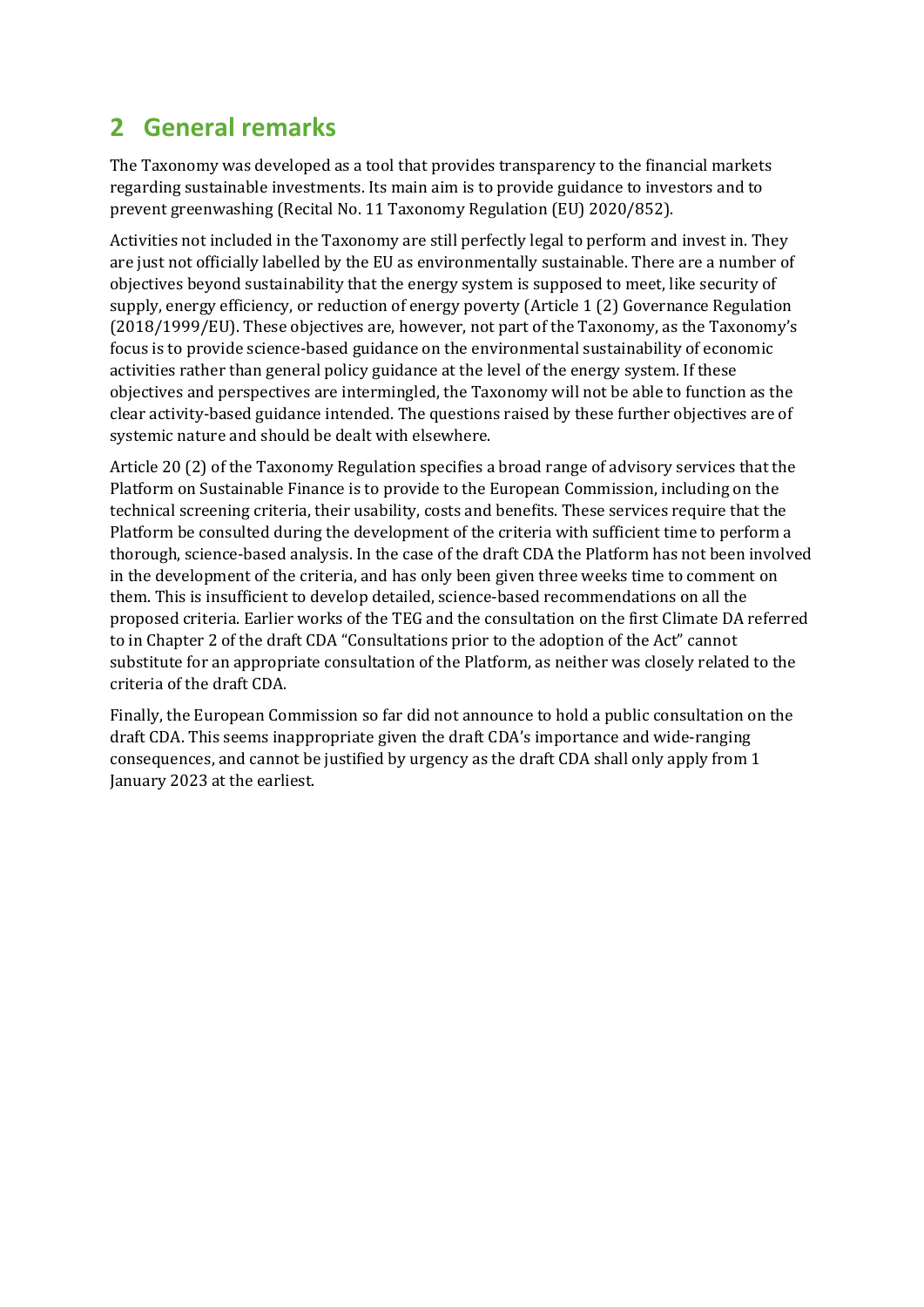# 2 General remarks

The Taxonomy was developed as a tool that provides transparency to the financial markets regarding sustainable investments. Its main aim is to provide guidance to investors and to prevent greenwashing (Recital No. 11 Taxonomy Regulation (EU) 2020/852).

Activities not included in the Taxonomy are still perfectly legal to perform and invest in. They are just not officially labelled by the EU as environmentally sustainable. There are a number of objectives beyond sustainability that the energy system is supposed to meet, like security of supply, energy efficiency, or reduction of energy poverty (Article 1 (2) Governance Regulation (2018/1999/EU). These objectives are, however, not part of the Taxonomy, as the Taxonomy's focus is to provide science-based guidance on the environmental sustainability of economic activities rather than general policy guidance at the level of the energy system. If these objectives and perspectives are intermingled, the Taxonomy will not be able to function as the clear activity-based guidance intended. The questions raised by these further objectives are of systemic nature and should be dealt with elsewhere.

Article 20 (2) of the Taxonomy Regulation specifies a broad range of advisory services that the Platform on Sustainable Finance is to provide to the European Commission, including on the technical screening criteria, their usability, costs and benefits. These services require that the Platform be consulted during the development of the criteria with sufficient time to perform a thorough, science-based analysis. In the case of the draft CDA the Platform has not been involved in the development of the criteria, and has only been given three weeks time to comment on them. This is insufficient to develop detailed, science-based recommendations on all the proposed criteria. Earlier works of the TEG and the consultation on the first Climate DA referred to in Chapter 2 of the draft CDA "Consultations prior to the adoption of the Act" cannot substitute for an appropriate consultation of the Platform, as neither was closely related to the criteria of the draft CDA.

Finally, the European Commission so far did not announce to hold a public consultation on the draft CDA. This seems inappropriate given the draft CDA's importance and wide-ranging consequences, and cannot be justified by urgency as the draft CDA shall only apply from 1 January 2023 at the earliest.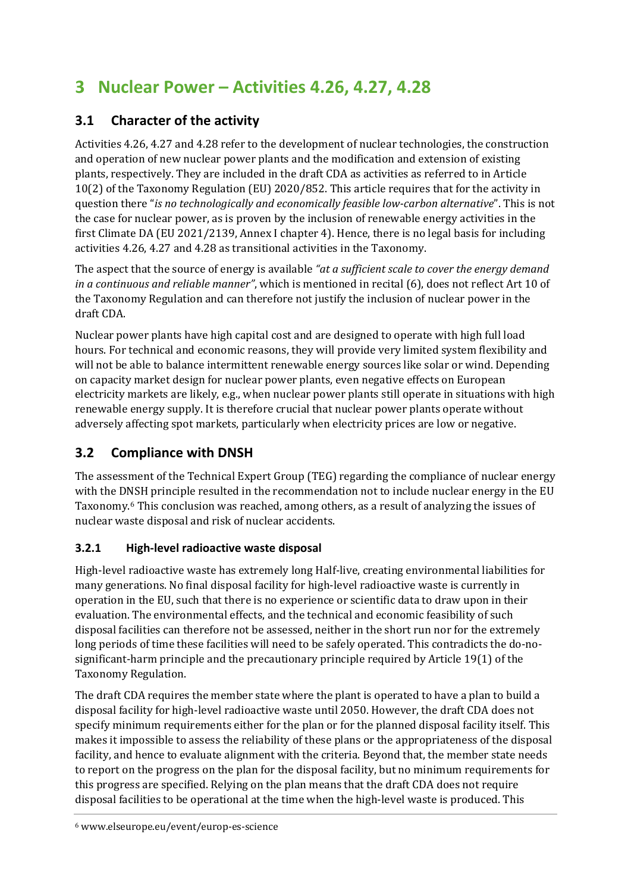# 3 Nuclear Power – Activities 4.26, 4.27, 4.28

## 3.1 Character of the activity

Activities 4.26, 4.27 and 4.28 refer to the development of nuclear technologies, the construction and operation of new nuclear power plants and the modification and extension of existing plants, respectively. They are included in the draft CDA as activities as referred to in Article 10(2) of the Taxonomy Regulation (EU) 2020/852. This article requires that for the activity in question there "*is no technologically and economically feasible low-carbon alternative*". This is not the case for nuclear power, as is proven by the inclusion of renewable energy activities in the first Climate DA (EU 2021/2139, Annex I chapter 4). Hence, there is no legal basis for including activities 4.26, 4.27 and 4.28 as transitional activities in the Taxonomy.

The aspect that the source of energy is available *"at a sufficient scale to cover the energy demand in a continuous and reliable manner"*, which is mentioned in recital (6), does not reflect Art 10 of the Taxonomy Regulation and can therefore not justify the inclusion of nuclear power in the draft CDA.

Nuclear power plants have high capital cost and are designed to operate with high full load hours. For technical and economic reasons, they will provide very limited system flexibility and will not be able to balance intermittent renewable energy sources like solar or wind. Depending on capacity market design for nuclear power plants, even negative effects on European electricity markets are likely, e.g., when nuclear power plants still operate in situations with high renewable energy supply. It is therefore crucial that nuclear power plants operate without adversely affecting spot markets, particularly when electricity prices are low or negative.

## 3.2 Compliance with DNSH

The assessment of the Technical Expert Group (TEG) regarding the compliance of nuclear energy with the DNSH principle resulted in the recommendation not to include nuclear energy in the EU Taxonomy.[6] This conclusion was reached, among others, as a result of analyzing the issues of nuclear waste disposal and risk of nuclear accidents.

### 3.2.1 High-level radioactive waste disposal

High-level radioactive waste has extremely long Half-live, creating environmental liabilities for many generations. No final disposal facility for high-level radioactive waste is currently in operation in the EU, such that there is no experience or scientific data to draw upon in their evaluation. The environmental effects, and the technical and economic feasibility of such disposal facilities can therefore not be assessed, neither in the short run nor for the extremely long periods of time these facilities will need to be safely operated. This contradicts the do-no-significant-harm principle and the precautionary principle required by Article 19(1) of the Taxonomy Regulation.

The draft CDA requires the member state where the plant is operated to have a plan to build a disposal facility for high-level radioactive waste until 2050. However, the draft CDA does not specify minimum requirements either for the plan or for the planned disposal facility itself. This makes it impossible to assess the reliability of these plans or the appropriateness of the disposal facility, and hence to evaluate alignment with the criteria. Beyond that, the member state needs to report on the progress on the plan for the disposal facility, but no minimum requirements for this progress are specified. Relying on the plan means that the draft CDA does not require disposal facilities to be operational at the time when the high-level waste is produced. This

[6] www.elseurope.eu/event/europ-es-science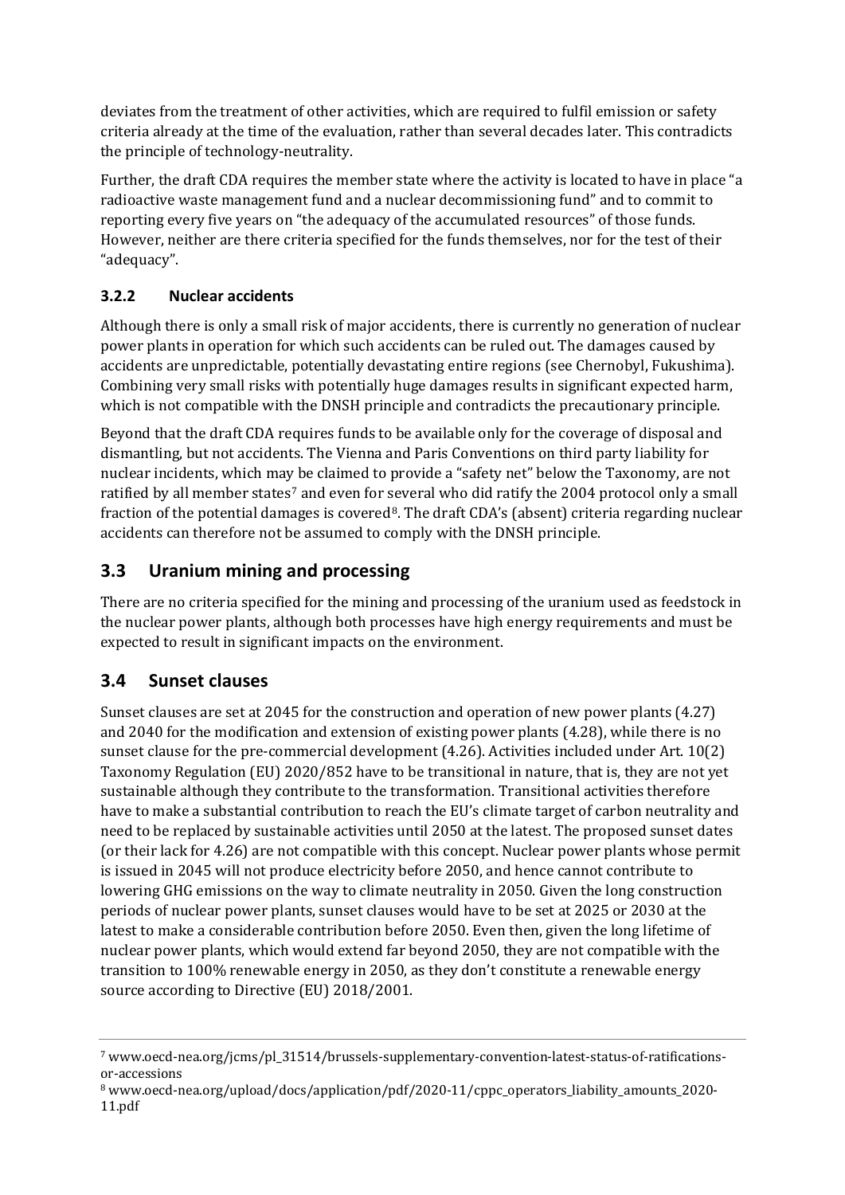deviates from the treatment of other activities, which are required to fulfil emission or safety criteria already at the time of the evaluation, rather than several decades later. This contradicts the principle of technology-neutrality.

Further, the draft CDA requires the member state where the activity is located to have in place "a radioactive waste management fund and a nuclear decommissioning fund" and to commit to reporting every five years on "the adequacy of the accumulated resources" of those funds. However, neither are there criteria specified for the funds themselves, nor for the test of their "adequacy".

### 3.2.2 Nuclear accidents

Although there is only a small risk of major accidents, there is currently no generation of nuclear power plants in operation for which such accidents can be ruled out. The damages caused by accidents are unpredictable, potentially devastating entire regions (see Chernobyl, Fukushima). Combining very small risks with potentially huge damages results in significant expected harm, which is not compatible with the DNSH principle and contradicts the precautionary principle.

Beyond that the draft CDA requires funds to be available only for the coverage of disposal and dismantling, but not accidents. The Vienna and Paris Conventions on third party liability for nuclear incidents, which may be claimed to provide a "safety net" below the Taxonomy, are not ratified by all member states[7] and even for several who did ratify the 2004 protocol only a small fraction of the potential damages is covered[8]. The draft CDA's (absent) criteria regarding nuclear accidents can therefore not be assumed to comply with the DNSH principle.

## 3.3 Uranium mining and processing

There are no criteria specified for the mining and processing of the uranium used as feedstock in the nuclear power plants, although both processes have high energy requirements and must be expected to result in significant impacts on the environment.

## 3.4 Sunset clauses

Sunset clauses are set at 2045 for the construction and operation of new power plants (4.27) and 2040 for the modification and extension of existing power plants (4.28), while there is no sunset clause for the pre-commercial development (4.26). Activities included under Art. 10(2) Taxonomy Regulation (EU) 2020/852 have to be transitional in nature, that is, they are not yet sustainable although they contribute to the transformation. Transitional activities therefore have to make a substantial contribution to reach the EU's climate target of carbon neutrality and need to be replaced by sustainable activities until 2050 at the latest. The proposed sunset dates (or their lack for 4.26) are not compatible with this concept. Nuclear power plants whose permit is issued in 2045 will not produce electricity before 2050, and hence cannot contribute to lowering GHG emissions on the way to climate neutrality in 2050. Given the long construction periods of nuclear power plants, sunset clauses would have to be set at 2025 or 2030 at the latest to make a considerable contribution before 2050. Even then, given the long lifetime of nuclear power plants, which would extend far beyond 2050, they are not compatible with the transition to 100% renewable energy in 2050, as they don't constitute a renewable energy source according to Directive (EU) 2018/2001.

---

[7] www.oecd-nea.org/jcms/pl_31514/brussels-supplementary-convention-latest-status-of-ratifications-or-accessions

[8] www.oecd-nea.org/upload/docs/application/pdf/2020-11/cppc_operators_liability_amounts_2020-11.pdf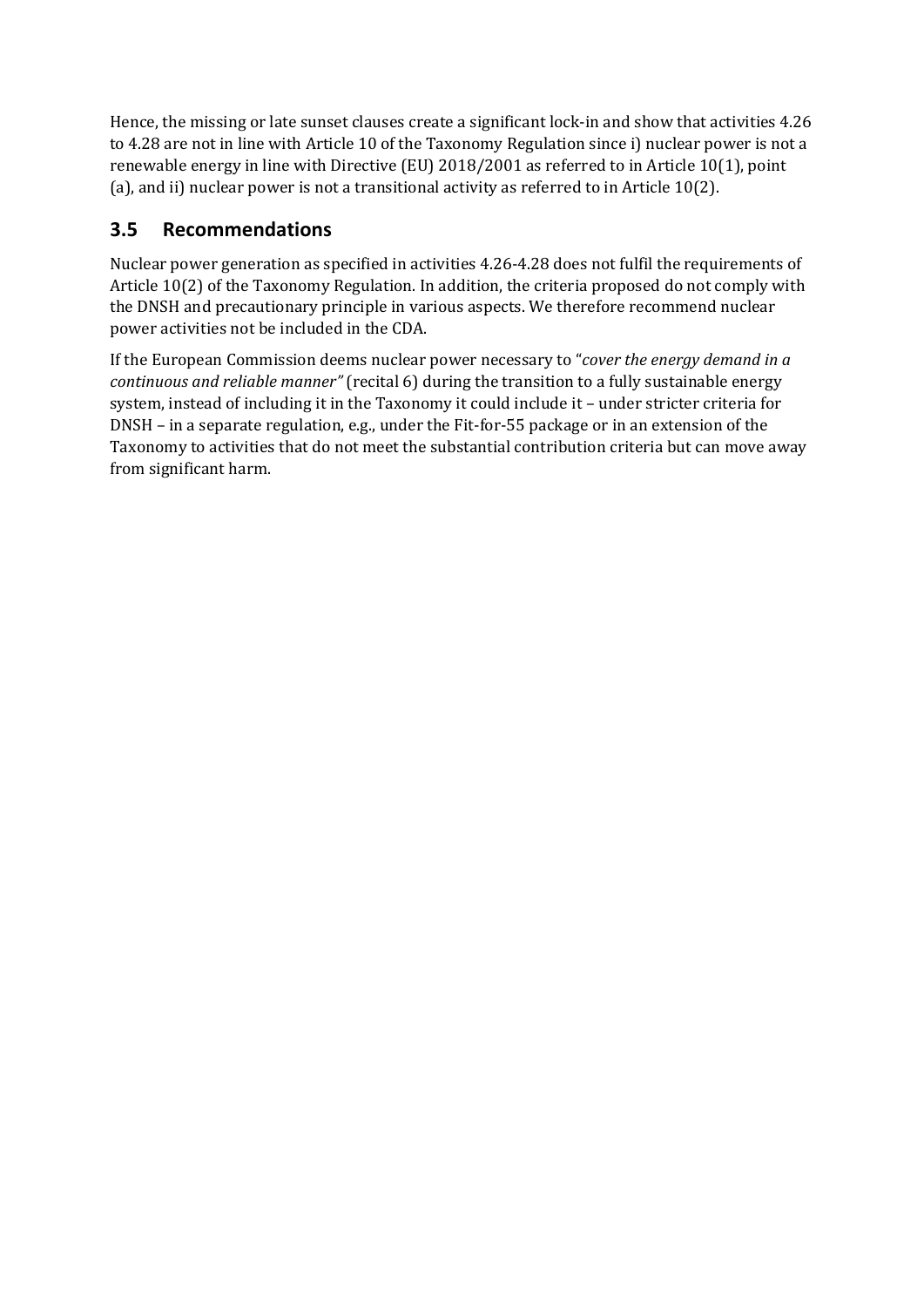Hence, the missing or late sunset clauses create a significant lock-in and show that activities 4.26 to 4.28 are not in line with Article 10 of the Taxonomy Regulation since i) nuclear power is not a renewable energy in line with Directive (EU) 2018/2001 as referred to in Article 10(1), point (a), and ii) nuclear power is not a transitional activity as referred to in Article 10(2).

## 3.5 Recommendations

Nuclear power generation as specified in activities 4.26-4.28 does not fulfil the requirements of Article 10(2) of the Taxonomy Regulation. In addition, the criteria proposed do not comply with the DNSH and precautionary principle in various aspects. We therefore recommend nuclear power activities not be included in the CDA.

If the European Commission deems nuclear power necessary to "*cover the energy demand in a continuous and reliable manner"* (recital 6) during the transition to a fully sustainable energy system, instead of including it in the Taxonomy it could include it – under stricter criteria for DNSH – in a separate regulation, e.g., under the Fit-for-55 package or in an extension of the Taxonomy to activities that do not meet the substantial contribution criteria but can move away from significant harm.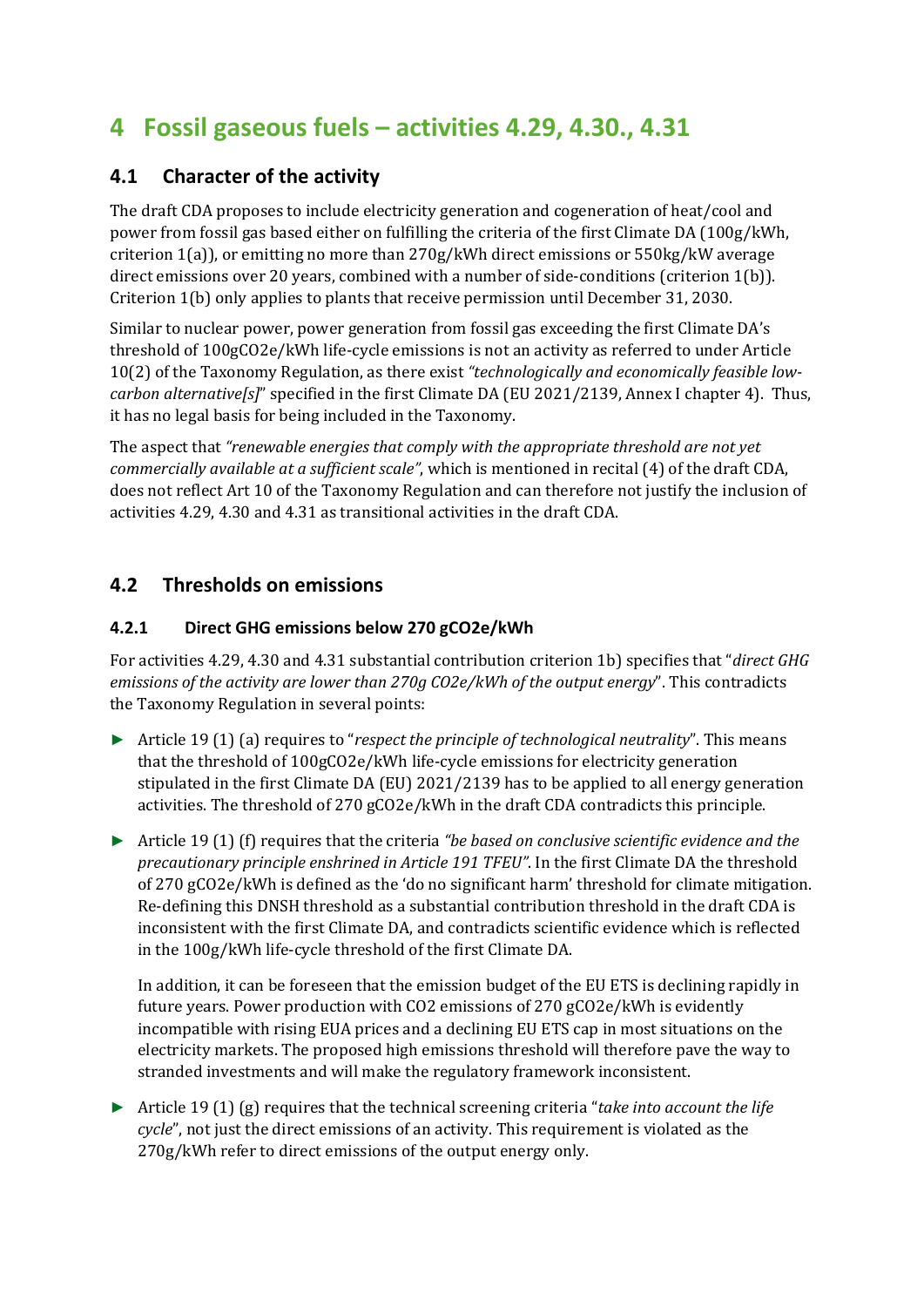# 4 Fossil gaseous fuels – activities 4.29, 4.30., 4.31

## 4.1 Character of the activity

The draft CDA proposes to include electricity generation and cogeneration of heat/cool and power from fossil gas based either on fulfilling the criteria of the first Climate DA (100g/kWh, criterion 1(a)), or emitting no more than 270g/kWh direct emissions or 550kg/kW average direct emissions over 20 years, combined with a number of side-conditions (criterion 1(b)). Criterion 1(b) only applies to plants that receive permission until December 31, 2030.

Similar to nuclear power, power generation from fossil gas exceeding the first Climate DA's threshold of 100gCO2e/kWh life-cycle emissions is not an activity as referred to under Article 10(2) of the Taxonomy Regulation, as there exist *"technologically and economically feasible low-carbon alternative[s]"* specified in the first Climate DA (EU 2021/2139, Annex I chapter 4). Thus, it has no legal basis for being included in the Taxonomy.

The aspect that *"renewable energies that comply with the appropriate threshold are not yet commercially available at a sufficient scale"*, which is mentioned in recital (4) of the draft CDA, does not reflect Art 10 of the Taxonomy Regulation and can therefore not justify the inclusion of activities 4.29, 4.30 and 4.31 as transitional activities in the draft CDA.

## 4.2 Thresholds on emissions

### 4.2.1 Direct GHG emissions below 270 gCO2e/kWh

For activities 4.29, 4.30 and 4.31 substantial contribution criterion 1b) specifies that "*direct GHG emissions of the activity are lower than 270g CO2e/kWh of the output energy*". This contradicts the Taxonomy Regulation in several points:

- Article 19 (1) (a) requires to "*respect the principle of technological neutrality*". This means that the threshold of 100gCO2e/kWh life-cycle emissions for electricity generation stipulated in the first Climate DA (EU) 2021/2139 has to be applied to all energy generation activities. The threshold of 270 gCO2e/kWh in the draft CDA contradicts this principle.

- Article 19 (1) (f) requires that the criteria *"be based on conclusive scientific evidence and the precautionary principle enshrined in Article 191 TFEU"*. In the first Climate DA the threshold of 270 gCO2e/kWh is defined as the 'do no significant harm' threshold for climate mitigation. Re-defining this DNSH threshold as a substantial contribution threshold in the draft CDA is inconsistent with the first Climate DA, and contradicts scientific evidence which is reflected in the 100g/kWh life-cycle threshold of the first Climate DA.

  In addition, it can be foreseen that the emission budget of the EU ETS is declining rapidly in future years. Power production with CO2 emissions of 270 gCO2e/kWh is evidently incompatible with rising EUA prices and a declining EU ETS cap in most situations on the electricity markets. The proposed high emissions threshold will therefore pave the way to stranded investments and will make the regulatory framework inconsistent.

- Article 19 (1) (g) requires that the technical screening criteria "*take into account the life cycle*", not just the direct emissions of an activity. This requirement is violated as the 270g/kWh refer to direct emissions of the output energy only.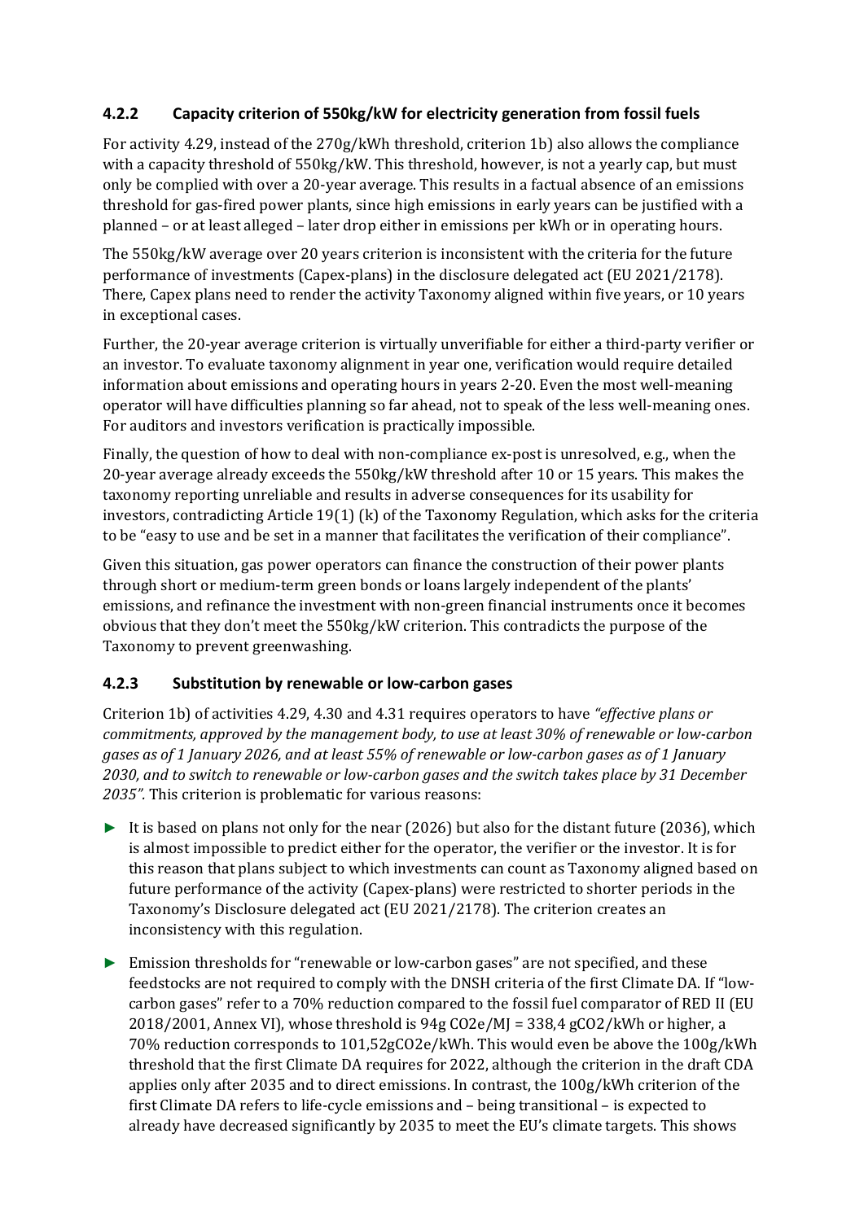### 4.2.2 Capacity criterion of 550kg/kW for electricity generation from fossil fuels

For activity 4.29, instead of the 270g/kWh threshold, criterion 1b) also allows the compliance with a capacity threshold of 550kg/kW. This threshold, however, is not a yearly cap, but must only be complied with over a 20-year average. This results in a factual absence of an emissions threshold for gas-fired power plants, since high emissions in early years can be justified with a planned – or at least alleged – later drop either in emissions per kWh or in operating hours.

The 550kg/kW average over 20 years criterion is inconsistent with the criteria for the future performance of investments (Capex-plans) in the disclosure delegated act (EU 2021/2178). There, Capex plans need to render the activity Taxonomy aligned within five years, or 10 years in exceptional cases.

Further, the 20-year average criterion is virtually unverifiable for either a third-party verifier or an investor. To evaluate taxonomy alignment in year one, verification would require detailed information about emissions and operating hours in years 2-20. Even the most well-meaning operator will have difficulties planning so far ahead, not to speak of the less well-meaning ones. For auditors and investors verification is practically impossible.

Finally, the question of how to deal with non-compliance ex-post is unresolved, e.g., when the 20-year average already exceeds the 550kg/kW threshold after 10 or 15 years. This makes the taxonomy reporting unreliable and results in adverse consequences for its usability for investors, contradicting Article 19(1) (k) of the Taxonomy Regulation, which asks for the criteria to be "easy to use and be set in a manner that facilitates the verification of their compliance".

Given this situation, gas power operators can finance the construction of their power plants through short or medium-term green bonds or loans largely independent of the plants' emissions, and refinance the investment with non-green financial instruments once it becomes obvious that they don't meet the 550kg/kW criterion. This contradicts the purpose of the Taxonomy to prevent greenwashing.

### 4.2.3 Substitution by renewable or low-carbon gases

Criterion 1b) of activities 4.29, 4.30 and 4.31 requires operators to have *"effective plans or commitments, approved by the management body, to use at least 30% of renewable or low-carbon gases as of 1 January 2026, and at least 55% of renewable or low-carbon gases as of 1 January 2030, and to switch to renewable or low-carbon gases and the switch takes place by 31 December 2035".* This criterion is problematic for various reasons:

- It is based on plans not only for the near (2026) but also for the distant future (2036), which is almost impossible to predict either for the operator, the verifier or the investor. It is for this reason that plans subject to which investments can count as Taxonomy aligned based on future performance of the activity (Capex-plans) were restricted to shorter periods in the Taxonomy's Disclosure delegated act (EU 2021/2178). The criterion creates an inconsistency with this regulation.
- Emission thresholds for "renewable or low-carbon gases" are not specified, and these feedstocks are not required to comply with the DNSH criteria of the first Climate DA. If "low-carbon gases" refer to a 70% reduction compared to the fossil fuel comparator of RED II (EU 2018/2001, Annex VI), whose threshold is 94g $CO_2e$/MJ = 338,4 g$CO_2$/kWh or higher, a 70% reduction corresponds to 101,52g$CO_2e$/kWh. This would even be above the 100g/kWh threshold that the first Climate DA requires for 2022, although the criterion in the draft CDA applies only after 2035 and to direct emissions. In contrast, the 100g/kWh criterion of the first Climate DA refers to life-cycle emissions and – being transitional – is expected to already have decreased significantly by 2035 to meet the EU's climate targets. This shows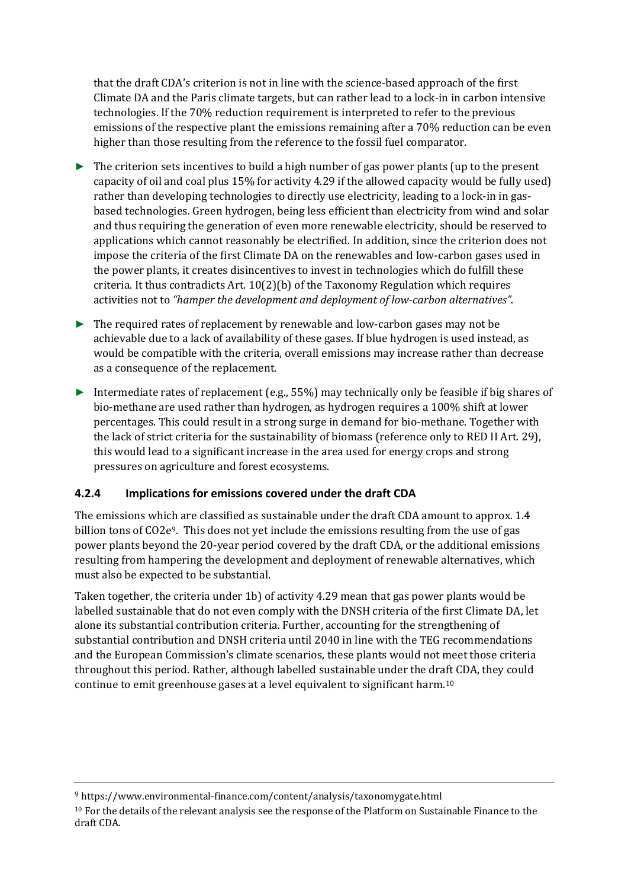that the draft CDA's criterion is not in line with the science-based approach of the first Climate DA and the Paris climate targets, but can rather lead to a lock-in in carbon intensive technologies. If the 70% reduction requirement is interpreted to refer to the previous emissions of the respective plant the emissions remaining after a 70% reduction can be even higher than those resulting from the reference to the fossil fuel comparator.

- The criterion sets incentives to build a high number of gas power plants (up to the present capacity of oil and coal plus 15% for activity 4.29 if the allowed capacity would be fully used) rather than developing technologies to directly use electricity, leading to a lock-in in gas-based technologies. Green hydrogen, being less efficient than electricity from wind and solar and thus requiring the generation of even more renewable electricity, should be reserved to applications which cannot reasonably be electrified. In addition, since the criterion does not impose the criteria of the first Climate DA on the renewables and low-carbon gases used in the power plants, it creates disincentives to invest in technologies which do fulfill these criteria. It thus contradicts Art. 10(2)(b) of the Taxonomy Regulation which requires activities not to *"hamper the development and deployment of low-carbon alternatives"*.
- The required rates of replacement by renewable and low-carbon gases may not be achievable due to a lack of availability of these gases. If blue hydrogen is used instead, as would be compatible with the criteria, overall emissions may increase rather than decrease as a consequence of the replacement.
- Intermediate rates of replacement (e.g., 55%) may technically only be feasible if big shares of bio-methane are used rather than hydrogen, as hydrogen requires a 100% shift at lower percentages. This could result in a strong surge in demand for bio-methane. Together with the lack of strict criteria for the sustainability of biomass (reference only to RED II Art. 29), this would lead to a significant increase in the area used for energy crops and strong pressures on agriculture and forest ecosystems.

### 4.2.4 Implications for emissions covered under the draft CDA

The emissions which are classified as sustainable under the draft CDA amount to approx. 1.4 billion tons of $CO_2e$[9]. This does not yet include the emissions resulting from the use of gas power plants beyond the 20-year period covered by the draft CDA, or the additional emissions resulting from hampering the development and deployment of renewable alternatives, which must also be expected to be substantial.

Taken together, the criteria under 1b) of activity 4.29 mean that gas power plants would be labelled sustainable that do not even comply with the DNSH criteria of the first Climate DA, let alone its substantial contribution criteria. Further, accounting for the strengthening of substantial contribution and DNSH criteria until 2040 in line with the TEG recommendations and the European Commission's climate scenarios, these plants would not meet those criteria throughout this period. Rather, although labelled sustainable under the draft CDA, they could continue to emit greenhouse gases at a level equivalent to significant harm.[10]

---

[9] https://www.environmental-finance.com/content/analysis/taxonomygate.html

[10] For the details of the relevant analysis see the response of the Platform on Sustainable Finance to the draft CDA.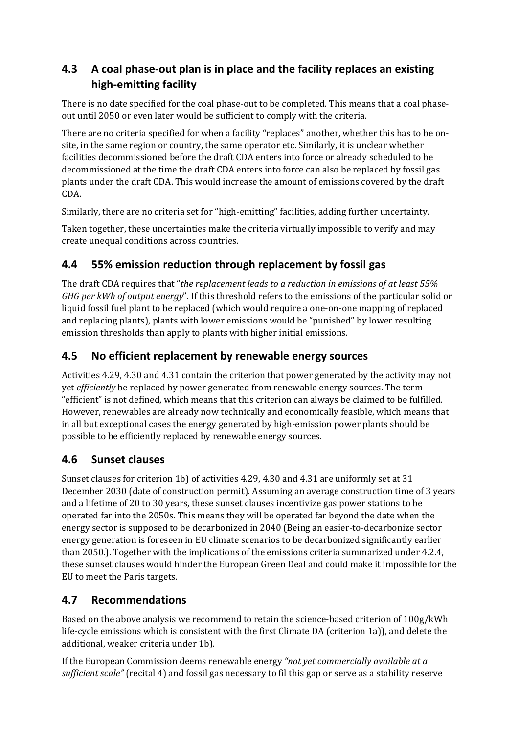## 4.3 A coal phase-out plan is in place and the facility replaces an existing high-emitting facility

There is no date specified for the coal phase-out to be completed. This means that a coal phase-out until 2050 or even later would be sufficient to comply with the criteria.

There are no criteria specified for when a facility "replaces" another, whether this has to be on-site, in the same region or country, the same operator etc. Similarly, it is unclear whether facilities decommissioned before the draft CDA enters into force or already scheduled to be decommissioned at the time the draft CDA enters into force can also be replaced by fossil gas plants under the draft CDA. This would increase the amount of emissions covered by the draft CDA.

Similarly, there are no criteria set for "high-emitting" facilities, adding further uncertainty.

Taken together, these uncertainties make the criteria virtually impossible to verify and may create unequal conditions across countries.

## 4.4 55% emission reduction through replacement by fossil gas

The draft CDA requires that "*the replacement leads to a reduction in emissions of at least 55% GHG per kWh of output energy*". If this threshold refers to the emissions of the particular solid or liquid fossil fuel plant to be replaced (which would require a one-on-one mapping of replaced and replacing plants), plants with lower emissions would be "punished" by lower resulting emission thresholds than apply to plants with higher initial emissions.

## 4.5 No efficient replacement by renewable energy sources

Activities 4.29, 4.30 and 4.31 contain the criterion that power generated by the activity may not yet *efficiently* be replaced by power generated from renewable energy sources. The term "efficient" is not defined, which means that this criterion can always be claimed to be fulfilled. However, renewables are already now technically and economically feasible, which means that in all but exceptional cases the energy generated by high-emission power plants should be possible to be efficiently replaced by renewable energy sources.

## 4.6 Sunset clauses

Sunset clauses for criterion 1b) of activities 4.29, 4.30 and 4.31 are uniformly set at 31 December 2030 (date of construction permit). Assuming an average construction time of 3 years and a lifetime of 20 to 30 years, these sunset clauses incentivize gas power stations to be operated far into the 2050s. This means they will be operated far beyond the date when the energy sector is supposed to be decarbonized in 2040 (Being an easier-to-decarbonize sector energy generation is foreseen in EU climate scenarios to be decarbonized significantly earlier than 2050.). Together with the implications of the emissions criteria summarized under 4.2.4, these sunset clauses would hinder the European Green Deal and could make it impossible for the EU to meet the Paris targets.

## 4.7 Recommendations

Based on the above analysis we recommend to retain the science-based criterion of 100g/kWh life-cycle emissions which is consistent with the first Climate DA (criterion 1a)), and delete the additional, weaker criteria under 1b).

If the European Commission deems renewable energy *"not yet commercially available at a sufficient scale"* (recital 4) and fossil gas necessary to fil this gap or serve as a stability reserve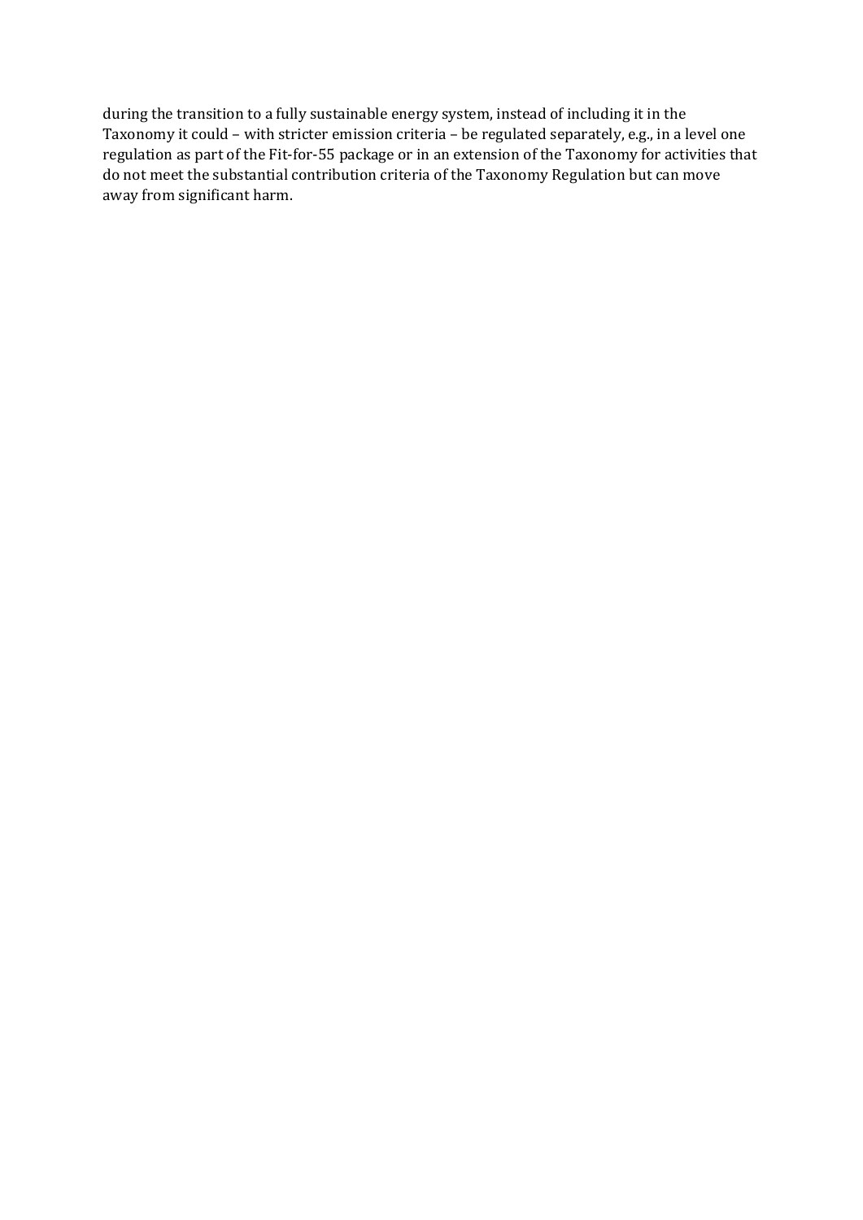during the transition to a fully sustainable energy system, instead of including it in the Taxonomy it could – with stricter emission criteria – be regulated separately, e.g., in a level one regulation as part of the Fit-for-55 package or in an extension of the Taxonomy for activities that do not meet the substantial contribution criteria of the Taxonomy Regulation but can move away from significant harm.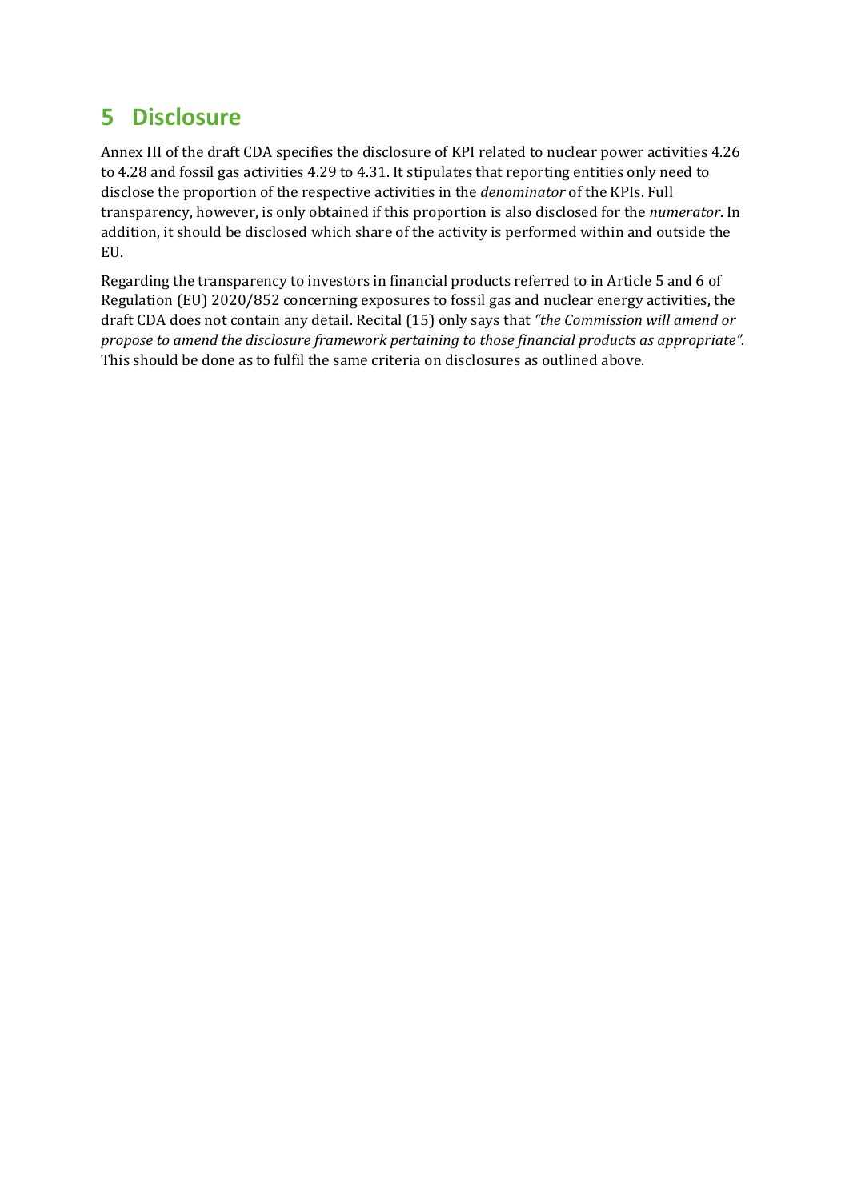# 5 Disclosure

Annex III of the draft CDA specifies the disclosure of KPI related to nuclear power activities 4.26 to 4.28 and fossil gas activities 4.29 to 4.31. It stipulates that reporting entities only need to disclose the proportion of the respective activities in the *denominator* of the KPIs. Full transparency, however, is only obtained if this proportion is also disclosed for the *numerator*. In addition, it should be disclosed which share of the activity is performed within and outside the EU.

Regarding the transparency to investors in financial products referred to in Article 5 and 6 of Regulation (EU) 2020/852 concerning exposures to fossil gas and nuclear energy activities, the draft CDA does not contain any detail. Recital (15) only says that *"the Commission will amend or propose to amend the disclosure framework pertaining to those financial products as appropriate"*. This should be done as to fulfil the same criteria on disclosures as outlined above.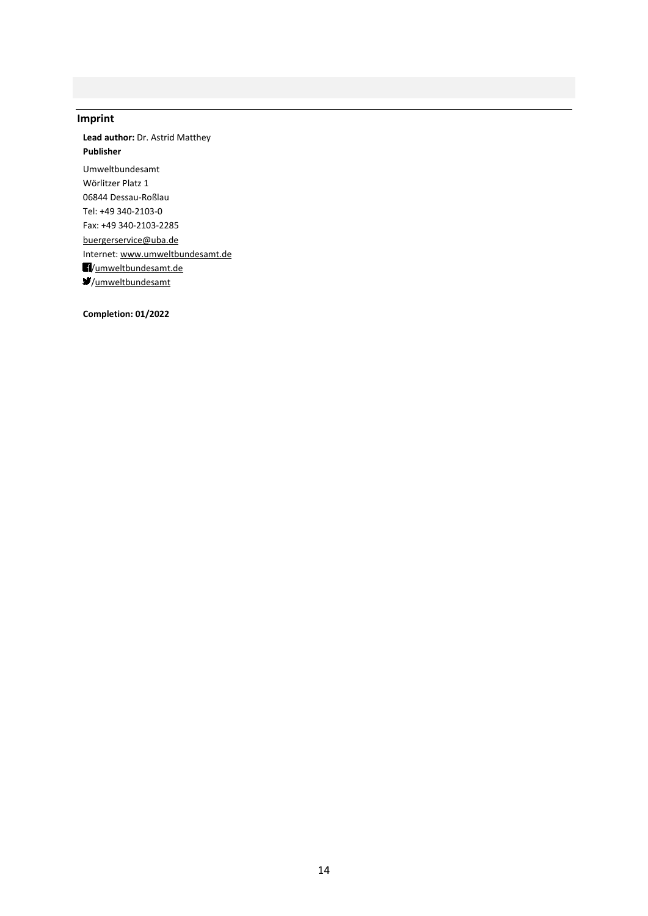## Imprint

**Lead author:** Dr. Astrid Matthey

**Publisher**

Umweltbundesamt
Wörlitzer Platz 1
06844 Dessau-Roßlau
Tel: +49 340-2103-0
Fax: +49 340-2103-2285
buergerservice@uba.de
Internet: www.umweltbundesamt.de
/umweltbundesamt.de
/umweltbundesamt

**Completion: 01/2022**